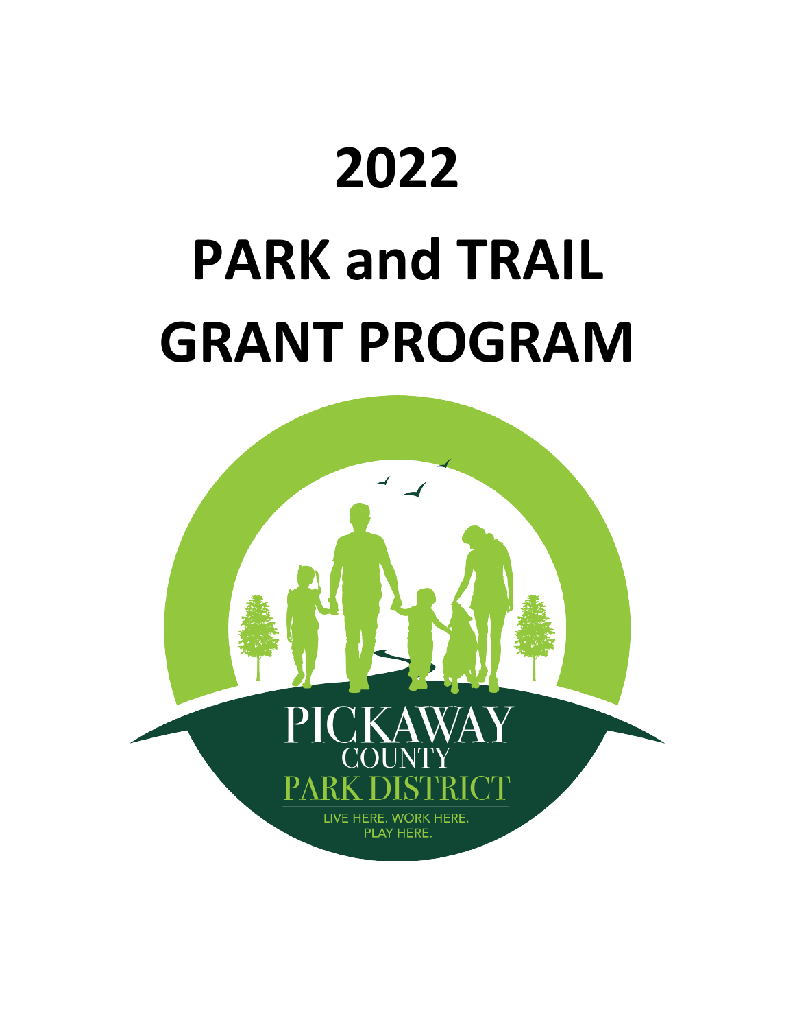# 2022

# PARK and TRAIL GRANT PROGRAM

PICKAWAY COUNTY PARK DISTRICT

LIVE HERE. WORK HERE. PLAY HERE.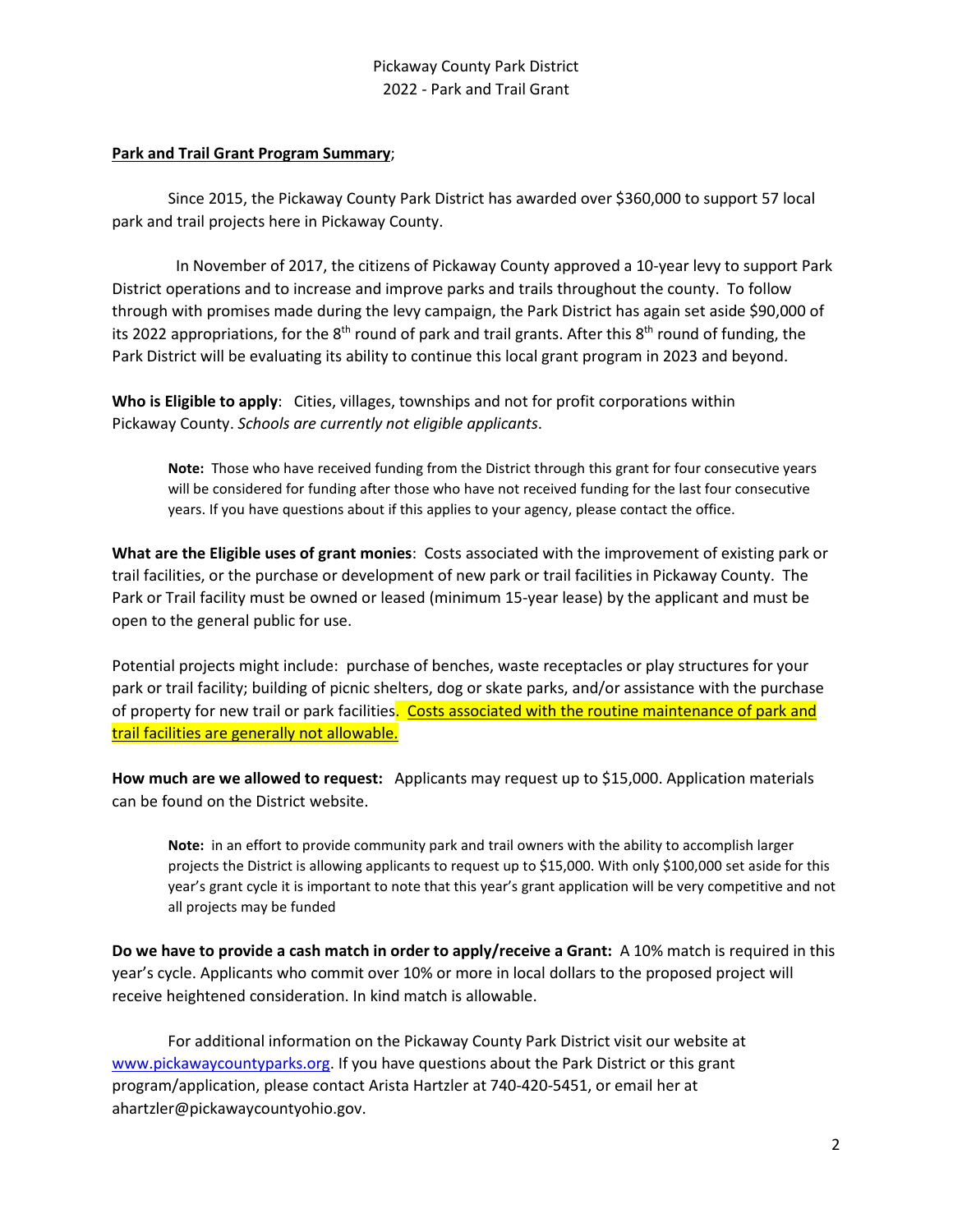Pickaway County Park District
2022 - Park and Trail Grant

**Park and Trail Grant Program Summary**;

Since 2015, the Pickaway County Park District has awarded over $360,000 to support 57 local park and trail projects here in Pickaway County.

In November of 2017, the citizens of Pickaway County approved a 10-year levy to support Park District operations and to increase and improve parks and trails throughout the county. To follow through with promises made during the levy campaign, the Park District has again set aside $90,000 of its 2022 appropriations, for the 8th round of park and trail grants. After this 8th round of funding, the Park District will be evaluating its ability to continue this local grant program in 2023 and beyond.

**Who is Eligible to apply**: Cities, villages, townships and not for profit corporations within Pickaway County. *Schools are currently not eligible applicants*.

> **Note:** Those who have received funding from the District through this grant for four consecutive years will be considered for funding after those who have not received funding for the last four consecutive years. If you have questions about if this applies to your agency, please contact the office.

**What are the Eligible uses of grant monies**: Costs associated with the improvement of existing park or trail facilities, or the purchase or development of new park or trail facilities in Pickaway County. The Park or Trail facility must be owned or leased (minimum 15-year lease) by the applicant and must be open to the general public for use.

Potential projects might include: purchase of benches, waste receptacles or play structures for your park or trail facility; building of picnic shelters, dog or skate parks, and/or assistance with the purchase of property for new trail or park facilities. Costs associated with the routine maintenance of park and trail facilities are generally not allowable.

**How much are we allowed to request:** Applicants may request up to $15,000. Application materials can be found on the District website.

> **Note:** in an effort to provide community park and trail owners with the ability to accomplish larger projects the District is allowing applicants to request up to $15,000. With only $100,000 set aside for this year's grant cycle it is important to note that this year's grant application will be very competitive and not all projects may be funded

**Do we have to provide a cash match in order to apply/receive a Grant:** A 10% match is required in this year's cycle. Applicants who commit over 10% or more in local dollars to the proposed project will receive heightened consideration. In kind match is allowable.

For additional information on the Pickaway County Park District visit our website at www.pickawaycountyparks.org. If you have questions about the Park District or this grant program/application, please contact Arista Hartzler at 740-420-5451, or email her at ahartzler@pickawaycountyohio.gov.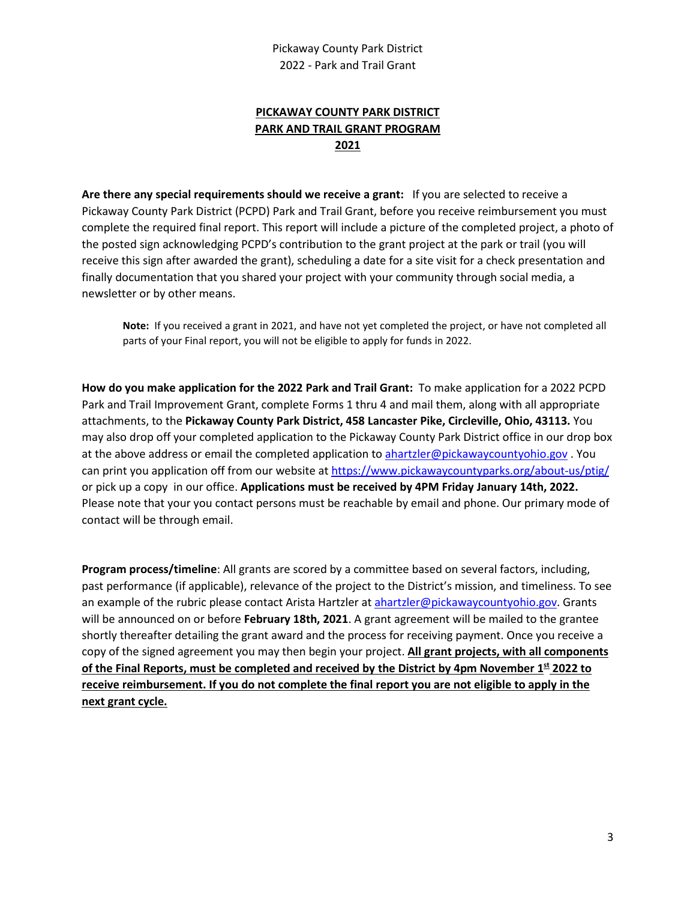**PICKAWAY COUNTY PARK DISTRICT**
**PARK AND TRAIL GRANT PROGRAM**
**2021**

**Are there any special requirements should we receive a grant:** If you are selected to receive a Pickaway County Park District (PCPD) Park and Trail Grant, before you receive reimbursement you must complete the required final report. This report will include a picture of the completed project, a photo of the posted sign acknowledging PCPD's contribution to the grant project at the park or trail (you will receive this sign after awarded the grant), scheduling a date for a site visit for a check presentation and finally documentation that you shared your project with your community through social media, a newsletter or by other means.

> **Note:** If you received a grant in 2021, and have not yet completed the project, or have not completed all parts of your Final report, you will not be eligible to apply for funds in 2022.

**How do you make application for the 2022 Park and Trail Grant:** To make application for a 2022 PCPD Park and Trail Improvement Grant, complete Forms 1 thru 4 and mail them, along with all appropriate attachments, to the **Pickaway County Park District, 458 Lancaster Pike, Circleville, Ohio, 43113.** You may also drop off your completed application to the Pickaway County Park District office in our drop box at the above address or email the completed application to ahartzler@pickawaycountyohio.gov . You can print you application off from our website at https://www.pickawaycountyparks.org/about-us/ptig/ or pick up a copy in our office. **Applications must be received by 4PM Friday January 14th, 2022.** Please note that your you contact persons must be reachable by email and phone. Our primary mode of contact will be through email.

**Program process/timeline**: All grants are scored by a committee based on several factors, including, past performance (if applicable), relevance of the project to the District's mission, and timeliness. To see an example of the rubric please contact Arista Hartzler at ahartzler@pickawaycountyohio.gov. Grants will be announced on or before **February 18th, 2021**. A grant agreement will be mailed to the grantee shortly thereafter detailing the grant award and the process for receiving payment. Once you receive a copy of the signed agreement you may then begin your project. **All grant projects, with all components of the Final Reports, must be completed and received by the District by 4pm November 1st 2022 to receive reimbursement. If you do not complete the final report you are not eligible to apply in the next grant cycle.**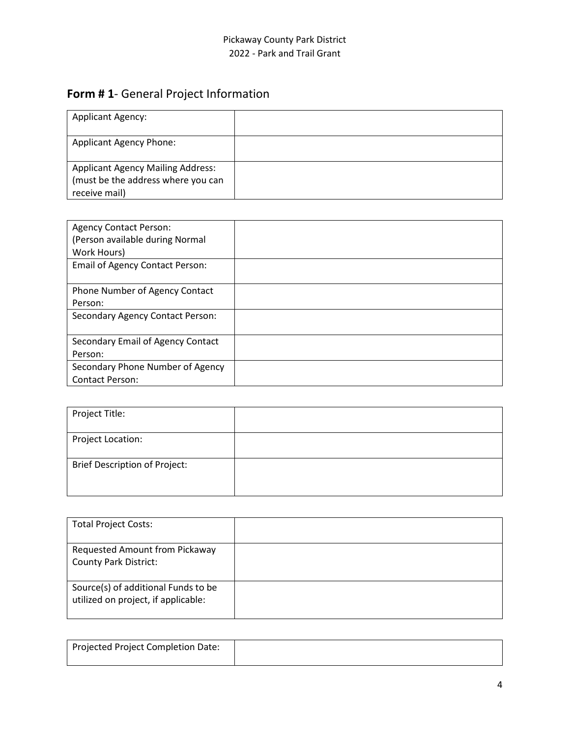## **Form # 1**- General Project Information

| Applicant Agency: | |
|---|---|
| Applicant Agency Phone: | |
| Applicant Agency Mailing Address: (must be the address where you can receive mail) | |

| Agency Contact Person: (Person available during Normal Work Hours) | |
|---|---|
| Email of Agency Contact Person: | |
| Phone Number of Agency Contact Person: | |
| Secondary Agency Contact Person: | |
| Secondary Email of Agency Contact Person: | |
| Secondary Phone Number of Agency Contact Person: | |

| Project Title: | |
|---|---|
| Project Location: | |
| Brief Description of Project: | |

| Total Project Costs: | |
|---|---|
| Requested Amount from Pickaway County Park District: | |
| Source(s) of additional Funds to be utilized on project, if applicable: | |

| Projected Project Completion Date: | |
|---|---|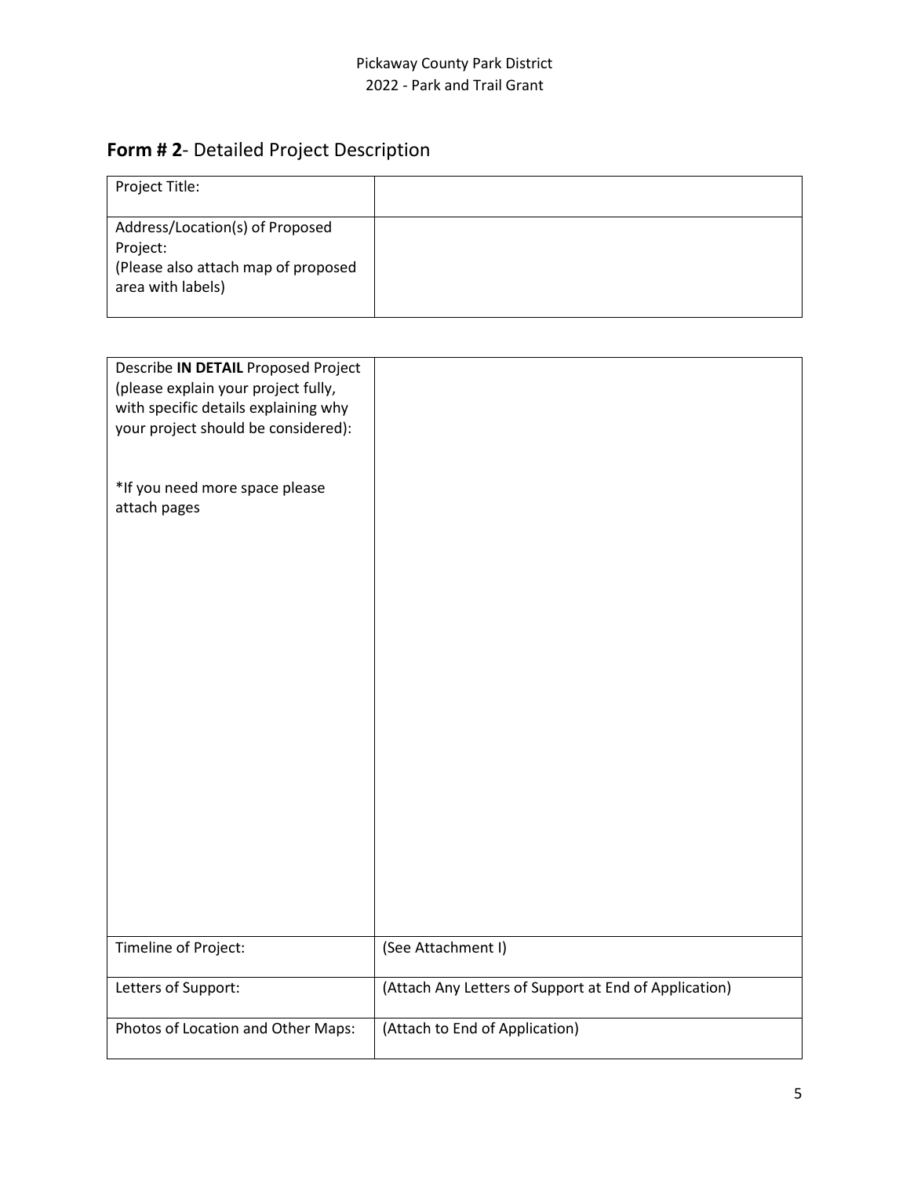# **Form # 2**- Detailed Project Description

| Project Title: | |
|---|---|
| Address/Location(s) of Proposed Project:<br>(Please also attach map of proposed area with labels) | |

| Describe **IN DETAIL** Proposed Project (please explain your project fully, with specific details explaining why your project should be considered):<br><br>*If you need more space please attach pages | |
|---|---|
| Timeline of Project: | (See Attachment I) |
| Letters of Support: | (Attach Any Letters of Support at End of Application) |
| Photos of Location and Other Maps: | (Attach to End of Application) |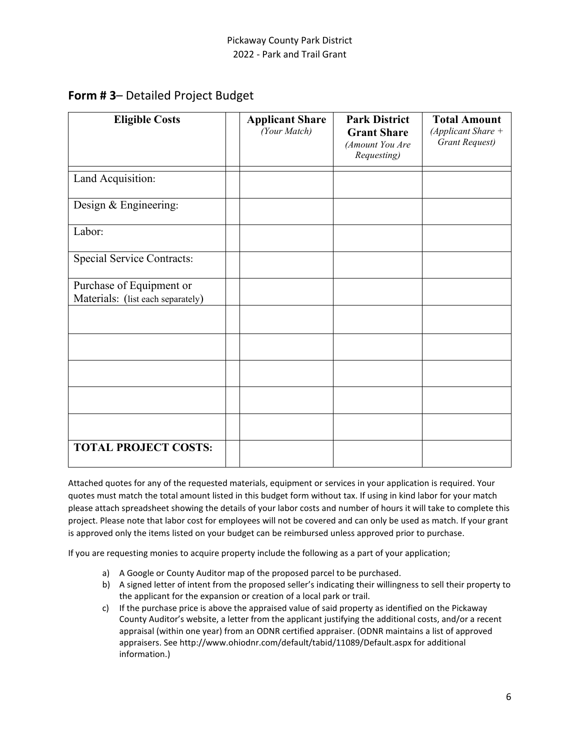Pickaway County Park District
2022 - Park and Trail Grant

## **Form # 3**– Detailed Project Budget

| **Eligible Costs** | | **Applicant Share** *(Your Match)* | **Park District Grant Share** *(Amount You Are Requesting)* | **Total Amount** *(Applicant Share + Grant Request)* |
|---|---|---|---|---|
| Land Acquisition: | | | | |
| Design & Engineering: | | | | |
| Labor: | | | | |
| Special Service Contracts: | | | | |
| Purchase of Equipment or Materials: (list each separately) | | | | |
| | | | | |
| | | | | |
| | | | | |
| | | | | |
| | | | | |
| **TOTAL PROJECT COSTS:** | | | | |

Attached quotes for any of the requested materials, equipment or services in your application is required. Your quotes must match the total amount listed in this budget form without tax. If using in kind labor for your match please attach spreadsheet showing the details of your labor costs and number of hours it will take to complete this project. Please note that labor cost for employees will not be covered and can only be used as match. If your grant is approved only the items listed on your budget can be reimbursed unless approved prior to purchase.

If you are requesting monies to acquire property include the following as a part of your application;

a) A Google or County Auditor map of the proposed parcel to be purchased.
b) A signed letter of intent from the proposed seller's indicating their willingness to sell their property to the applicant for the expansion or creation of a local park or trail.
c) If the purchase price is above the appraised value of said property as identified on the Pickaway County Auditor's website, a letter from the applicant justifying the additional costs, and/or a recent appraisal (within one year) from an ODNR certified appraiser. (ODNR maintains a list of approved appraisers. See http://www.ohiodnr.com/default/tabid/11089/Default.aspx for additional information.)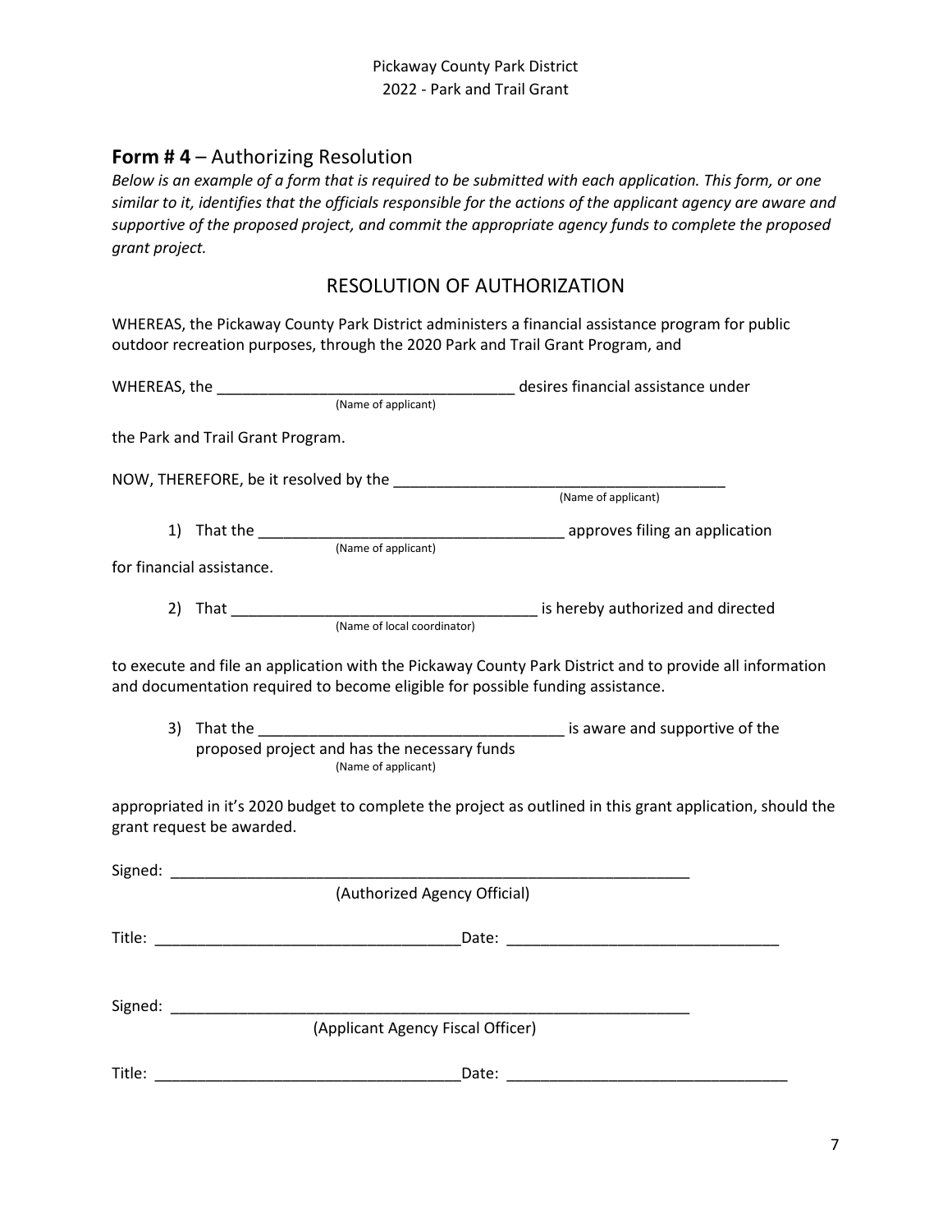## **Form # 4** – Authorizing Resolution

*Below is an example of a form that is required to be submitted with each application. This form, or one similar to it, identifies that the officials responsible for the actions of the applicant agency are aware and supportive of the proposed project, and commit the appropriate agency funds to complete the proposed grant project.*

### RESOLUTION OF AUTHORIZATION

WHEREAS, the Pickaway County Park District administers a financial assistance program for public outdoor recreation purposes, through the 2020 Park and Trail Grant Program, and

WHEREAS, the ___________________________________ desires financial assistance under
(Name of applicant)

the Park and Trail Grant Program.

NOW, THEREFORE, be it resolved by the ______________________________________
(Name of applicant)

1) That the ___________________________________ approves filing an application
(Name of applicant)

for financial assistance.

2) That ___________________________________ is hereby authorized and directed
(Name of local coordinator)

to execute and file an application with the Pickaway County Park District and to provide all information and documentation required to become eligible for possible funding assistance.

3) That the ___________________________________ is aware and supportive of the proposed project and has the necessary funds
(Name of applicant)

appropriated in it's 2020 budget to complete the project as outlined in this grant application, should the grant request be awarded.

Signed: ______________________________________________________________
(Authorized Agency Official)

Title: ___________________________________Date: _______________________________

Signed: ______________________________________________________________
(Applicant Agency Fiscal Officer)

Title: ___________________________________Date: ________________________________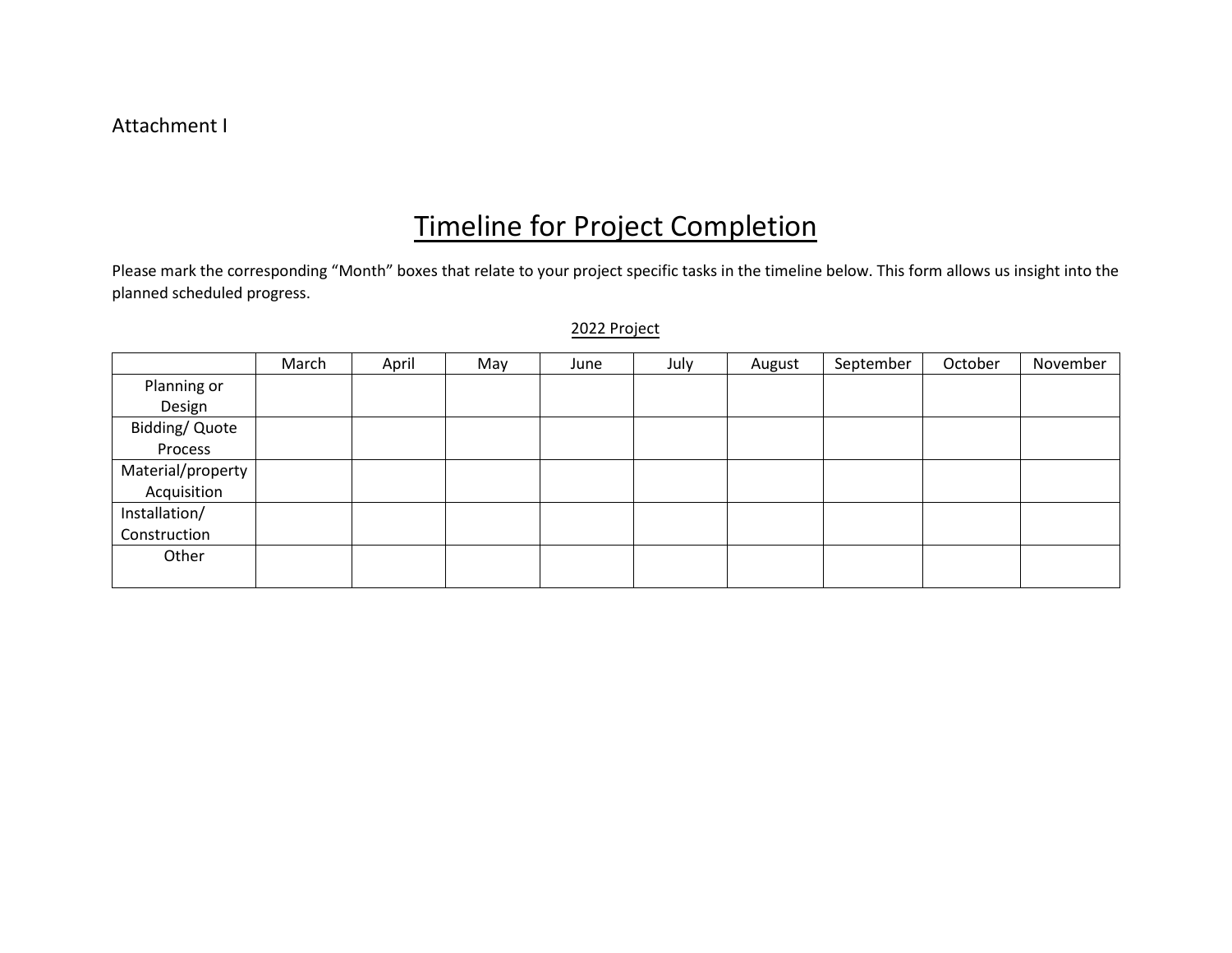Attachment I

# Timeline for Project Completion

Please mark the corresponding "Month" boxes that relate to your project specific tasks in the timeline below. This form allows us insight into the planned scheduled progress.

2022 Project

| | March | April | May | June | July | August | September | October | November |
|---|---|---|---|---|---|---|---|---|---|
| Planning or Design | | | | | | | | | |
| Bidding/ Quote Process | | | | | | | | | |
| Material/property Acquisition | | | | | | | | | |
| Installation/ Construction | | | | | | | | | |
| Other | | | | | | | | | |